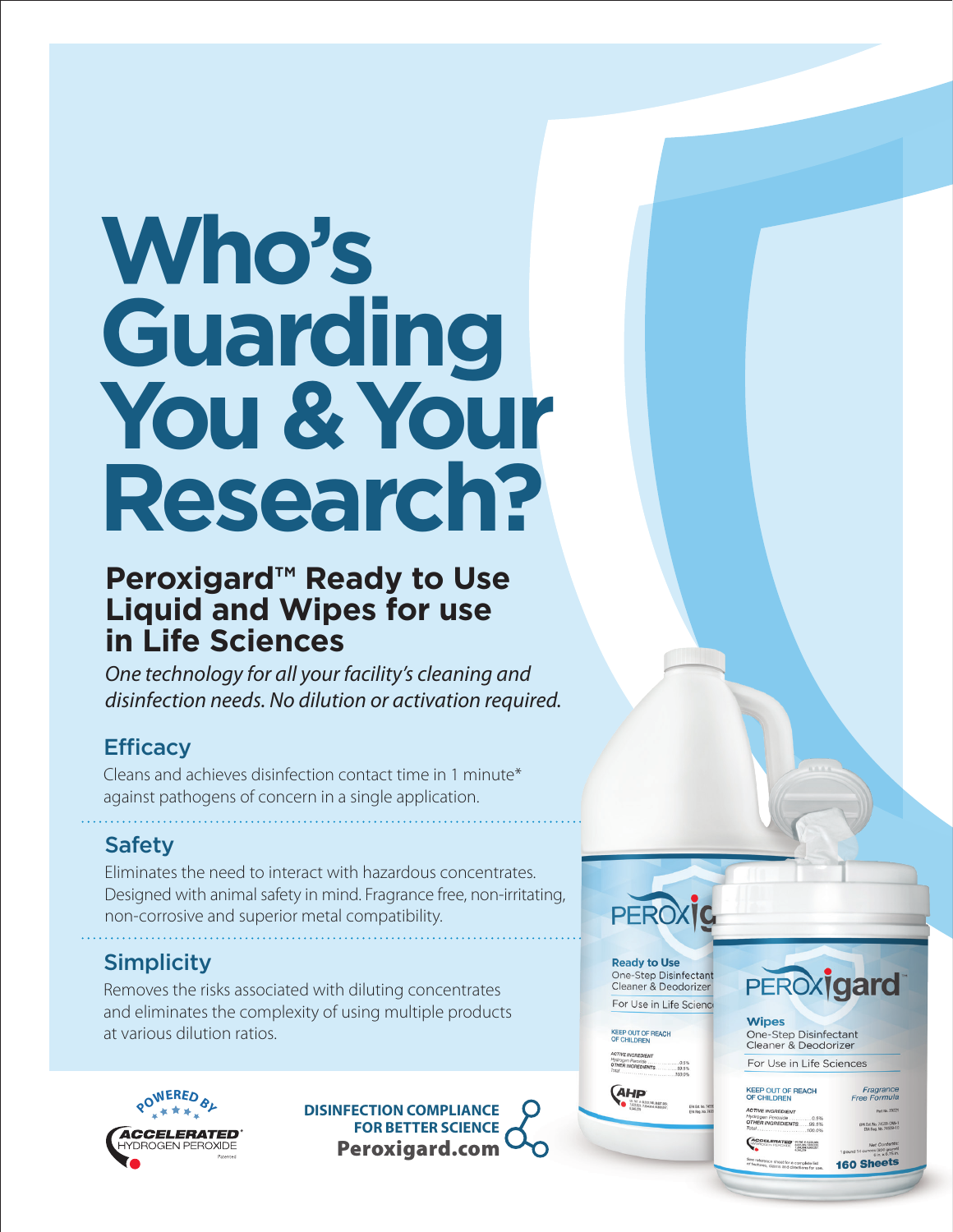# Who's Guarding You & Your Research?

## Peroxigard™ Ready to Use Liquid and Wipes for use in Life Sciences

*One technology for all your facility's cleaning and disinfection needs. No dilution or activation required.*

### Efficacy

Cleans and achieves disinfection contact time in 1 minute* against pathogens of concern in a single application.

### Safety

Eliminates the need to interact with hazardous concentrates. Designed with animal safety in mind. Fragrance free, non-irritating, non-corrosive and superior metal compatibility.

### Simplicity

Removes the risks associated with diluting concentrates and eliminates the complexity of using multiple products at various dilution ratios.

POWERED BY ACCELERATED® HYDROGEN PEROXIDE Patented

DISINFECTION COMPLIANCE FOR BETTER SCIENCE

**Peroxigard.com**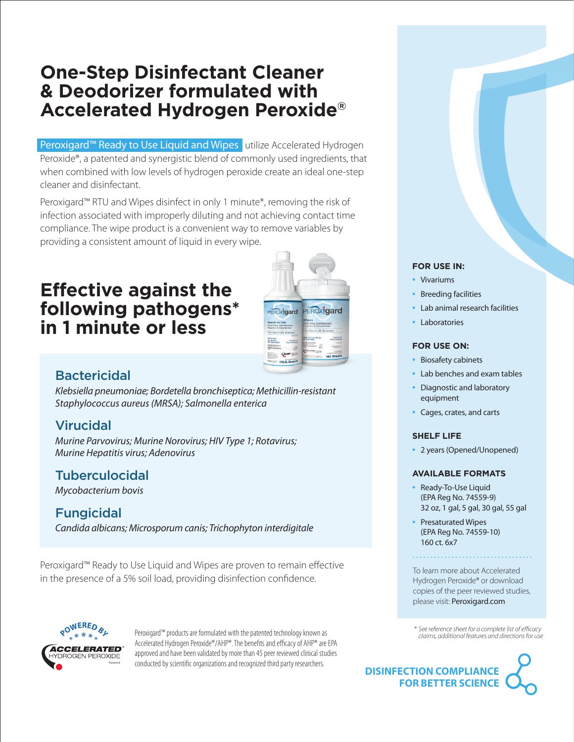# One-Step Disinfectant Cleaner & Deodorizer formulated with Accelerated Hydrogen Peroxide®

Peroxigard™ Ready to Use Liquid and Wipes utilize Accelerated Hydrogen Peroxide®, a patented and synergistic blend of commonly used ingredients, that when combined with low levels of hydrogen peroxide create an ideal one-step cleaner and disinfectant.

Peroxigard™ RTU and Wipes disinfect in only 1 minute*, removing the risk of infection associated with improperly diluting and not achieving contact time compliance. The wipe product is a convenient way to remove variables by providing a consistent amount of liquid in every wipe.

## Effective against the following pathogens* in 1 minute or less

### Bactericidal

*Klebsiella pneumoniae; Bordetella bronchiseptica; Methicillin-resistant Staphylococcus aureus (MRSA); Salmonella enterica*

### Virucidal

*Murine Parvovirus; Murine Norovirus; HIV Type 1; Rotavirus; Murine Hepatitis virus; Adenovirus*

### Tuberculocidal

*Mycobacterium bovis*

### Fungicidal

*Candida albicans; Microsporum canis; Trichophyton interdigitale*

Peroxigard™ Ready to Use Liquid and Wipes are proven to remain effective in the presence of a 5% soil load, providing disinfection confidence.

Peroxigard™ products are formulated with the patented technology known as Accelerated Hydrogen Peroxide®/AHP®. The benefits and efficacy of AHP® are EPA approved and have been validated by more than 45 peer reviewed clinical studies conducted by scientific organizations and recognized third party researchers.

**FOR USE IN:**

- Vivariums
- Breeding facilities
- Lab animal research facilities
- Laboratories

**FOR USE ON:**

- Biosafety cabinets
- Lab benches and exam tables
- Diagnostic and laboratory equipment
- Cages, crates, and carts

**SHELF LIFE**

- 2 years (Opened/Unopened)

**AVAILABLE FORMATS**

- Ready-To-Use Liquid (EPA Reg No. 74559-9) 32 oz, 1 gal, 5 gal, 30 gal, 55 gal
- Presaturated Wipes (EPA Reg No. 74559-10) 160 ct. 6x7

To learn more about Accelerated Hydrogen Peroxide® or download copies of the peer reviewed studies, please visit: Peroxigard.com

*\* See reference sheet for a complete list of efficacy claims, additional features and directions for use*

**DISINFECTION COMPLIANCE FOR BETTER SCIENCE**